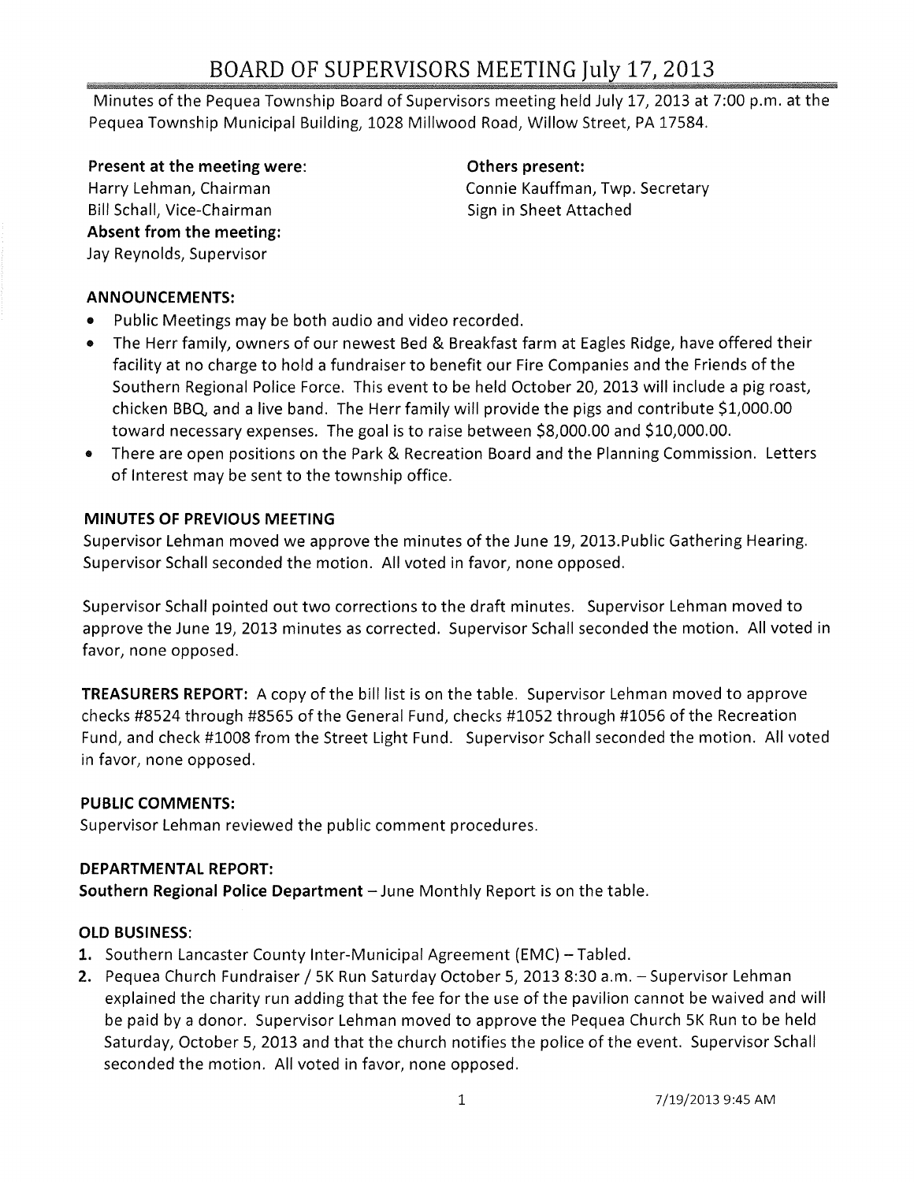# BOARD OF SUPERVISORS MEETING July 17, 2013

Minutes of the Pequea Township Board of Supervisors meeting held July 17, 2013 at 7:00 p.m. at the Pequea Township Municipal Building, 1028 Millwood Road, Willow Street, PA 17584.

**Present at the meeting were:**
Harry Lehman, Chairman
Bill Schall, Vice-Chairman

**Absent from the meeting:**
Jay Reynolds, Supervisor

**Others present:**
Connie Kauffman, Twp. Secretary
Sign in Sheet Attached

**ANNOUNCEMENTS:**

- Public Meetings may be both audio and video recorded.
- The Herr family, owners of our newest Bed & Breakfast farm at Eagles Ridge, have offered their facility at no charge to hold a fundraiser to benefit our Fire Companies and the Friends of the Southern Regional Police Force. This event to be held October 20, 2013 will include a pig roast, chicken BBQ, and a live band. The Herr family will provide the pigs and contribute $1,000.00 toward necessary expenses. The goal is to raise between $8,000.00 and $10,000.00.
- There are open positions on the Park & Recreation Board and the Planning Commission. Letters of Interest may be sent to the township office.

**MINUTES OF PREVIOUS MEETING**

Supervisor Lehman moved we approve the minutes of the June 19, 2013.Public Gathering Hearing. Supervisor Schall seconded the motion. All voted in favor, none opposed.

Supervisor Schall pointed out two corrections to the draft minutes. Supervisor Lehman moved to approve the June 19, 2013 minutes as corrected. Supervisor Schall seconded the motion. All voted in favor, none opposed.

**TREASURERS REPORT:** A copy of the bill list is on the table. Supervisor Lehman moved to approve checks #8524 through #8565 of the General Fund, checks #1052 through #1056 of the Recreation Fund, and check #1008 from the Street Light Fund. Supervisor Schall seconded the motion. All voted in favor, none opposed.

**PUBLIC COMMENTS:**

Supervisor Lehman reviewed the public comment procedures.

**DEPARTMENTAL REPORT:**

**Southern Regional Police Department** – June Monthly Report is on the table.

**OLD BUSINESS:**

1. Southern Lancaster County Inter-Municipal Agreement (EMC) – Tabled.
2. Pequea Church Fundraiser / 5K Run Saturday October 5, 2013 8:30 a.m. – Supervisor Lehman explained the charity run adding that the fee for the use of the pavilion cannot be waived and will be paid by a donor. Supervisor Lehman moved to approve the Pequea Church 5K Run to be held Saturday, October 5, 2013 and that the church notifies the police of the event. Supervisor Schall seconded the motion. All voted in favor, none opposed.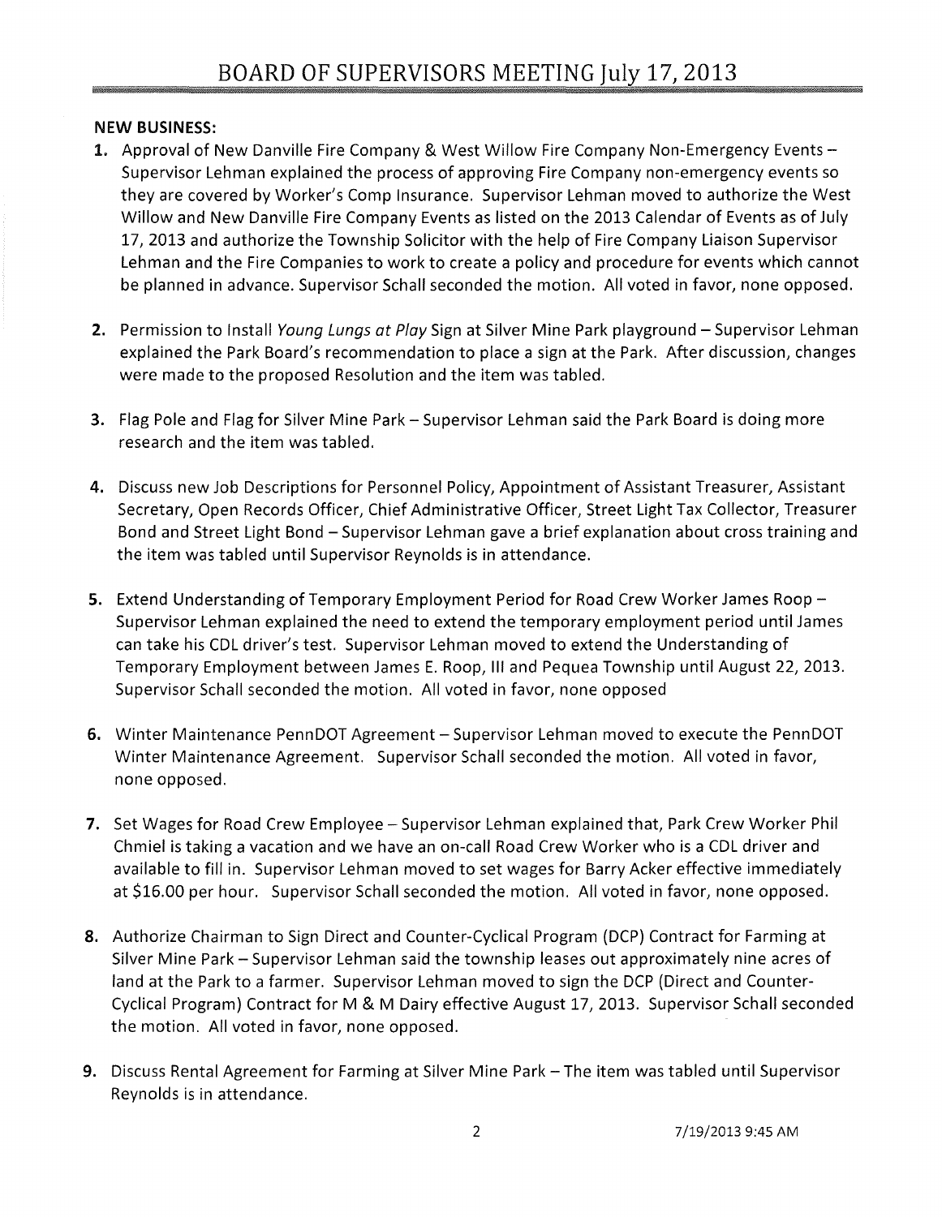# BOARD OF SUPERVISORS MEETING July 17, 2013

**NEW BUSINESS:**

1. Approval of New Danville Fire Company & West Willow Fire Company Non-Emergency Events – Supervisor Lehman explained the process of approving Fire Company non-emergency events so they are covered by Worker's Comp Insurance. Supervisor Lehman moved to authorize the West Willow and New Danville Fire Company Events as listed on the 2013 Calendar of Events as of July 17, 2013 and authorize the Township Solicitor with the help of Fire Company Liaison Supervisor Lehman and the Fire Companies to work to create a policy and procedure for events which cannot be planned in advance. Supervisor Schall seconded the motion. All voted in favor, none opposed.

2. Permission to Install *Young Lungs at Play* Sign at Silver Mine Park playground – Supervisor Lehman explained the Park Board's recommendation to place a sign at the Park. After discussion, changes were made to the proposed Resolution and the item was tabled.

3. Flag Pole and Flag for Silver Mine Park – Supervisor Lehman said the Park Board is doing more research and the item was tabled.

4. Discuss new Job Descriptions for Personnel Policy, Appointment of Assistant Treasurer, Assistant Secretary, Open Records Officer, Chief Administrative Officer, Street Light Tax Collector, Treasurer Bond and Street Light Bond – Supervisor Lehman gave a brief explanation about cross training and the item was tabled until Supervisor Reynolds is in attendance.

5. Extend Understanding of Temporary Employment Period for Road Crew Worker James Roop – Supervisor Lehman explained the need to extend the temporary employment period until James can take his CDL driver's test. Supervisor Lehman moved to extend the Understanding of Temporary Employment between James E. Roop, III and Pequea Township until August 22, 2013. Supervisor Schall seconded the motion. All voted in favor, none opposed

6. Winter Maintenance PennDOT Agreement – Supervisor Lehman moved to execute the PennDOT Winter Maintenance Agreement. Supervisor Schall seconded the motion. All voted in favor, none opposed.

7. Set Wages for Road Crew Employee – Supervisor Lehman explained that, Park Crew Worker Phil Chmiel is taking a vacation and we have an on-call Road Crew Worker who is a CDL driver and available to fill in. Supervisor Lehman moved to set wages for Barry Acker effective immediately at $16.00 per hour. Supervisor Schall seconded the motion. All voted in favor, none opposed.

8. Authorize Chairman to Sign Direct and Counter-Cyclical Program (DCP) Contract for Farming at Silver Mine Park – Supervisor Lehman said the township leases out approximately nine acres of land at the Park to a farmer. Supervisor Lehman moved to sign the DCP (Direct and Counter-Cyclical Program) Contract for M & M Dairy effective August 17, 2013. Supervisor Schall seconded the motion. All voted in favor, none opposed.

9. Discuss Rental Agreement for Farming at Silver Mine Park – The item was tabled until Supervisor Reynolds is in attendance.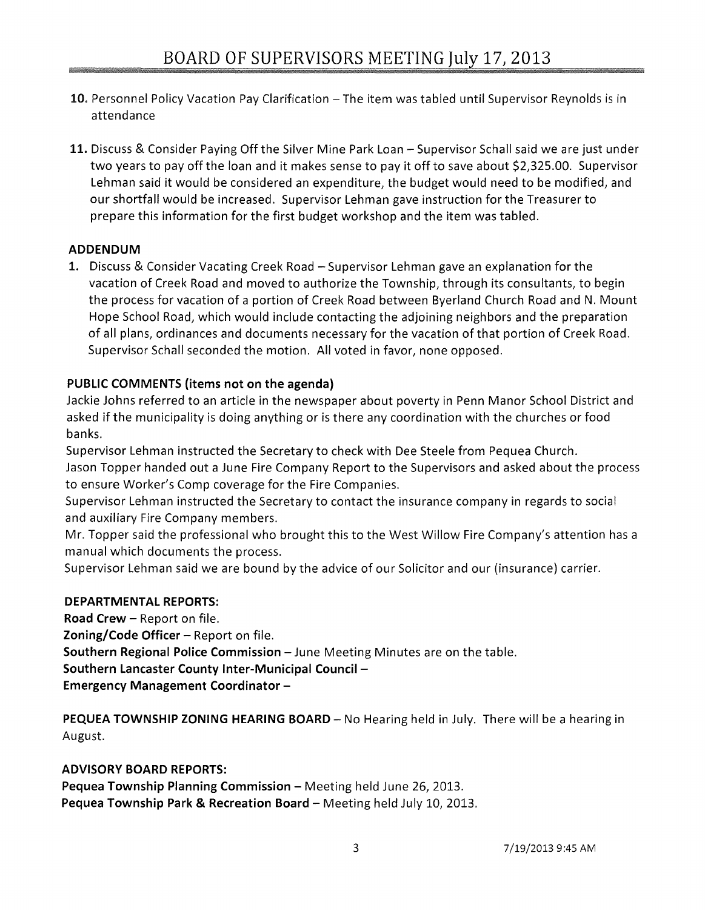10. Personnel Policy Vacation Pay Clarification – The item was tabled until Supervisor Reynolds is in attendance

11. Discuss & Consider Paying Off the Silver Mine Park Loan – Supervisor Schall said we are just under two years to pay off the loan and it makes sense to pay it off to save about $2,325.00. Supervisor Lehman said it would be considered an expenditure, the budget would need to be modified, and our shortfall would be increased. Supervisor Lehman gave instruction for the Treasurer to prepare this information for the first budget workshop and the item was tabled.

### ADDENDUM

1. Discuss & Consider Vacating Creek Road – Supervisor Lehman gave an explanation for the vacation of Creek Road and moved to authorize the Township, through its consultants, to begin the process for vacation of a portion of Creek Road between Byerland Church Road and N. Mount Hope School Road, which would include contacting the adjoining neighbors and the preparation of all plans, ordinances and documents necessary for the vacation of that portion of Creek Road. Supervisor Schall seconded the motion. All voted in favor, none opposed.

### PUBLIC COMMENTS (items not on the agenda)

Jackie Johns referred to an article in the newspaper about poverty in Penn Manor School District and asked if the municipality is doing anything or is there any coordination with the churches or food banks.
Supervisor Lehman instructed the Secretary to check with Dee Steele from Pequea Church.
Jason Topper handed out a June Fire Company Report to the Supervisors and asked about the process to ensure Worker's Comp coverage for the Fire Companies.
Supervisor Lehman instructed the Secretary to contact the insurance company in regards to social and auxiliary Fire Company members.
Mr. Topper said the professional who brought this to the West Willow Fire Company's attention has a manual which documents the process.
Supervisor Lehman said we are bound by the advice of our Solicitor and our (insurance) carrier.

### DEPARTMENTAL REPORTS:

**Road Crew** – Report on file.
**Zoning/Code Officer** – Report on file.
**Southern Regional Police Commission** – June Meeting Minutes are on the table.
**Southern Lancaster County Inter-Municipal Council** –
**Emergency Management Coordinator** –

**PEQUEA TOWNSHIP ZONING HEARING BOARD** – No Hearing held in July. There will be a hearing in August.

### ADVISORY BOARD REPORTS:

**Pequea Township Planning Commission** – Meeting held June 26, 2013.
**Pequea Township Park & Recreation Board** – Meeting held July 10, 2013.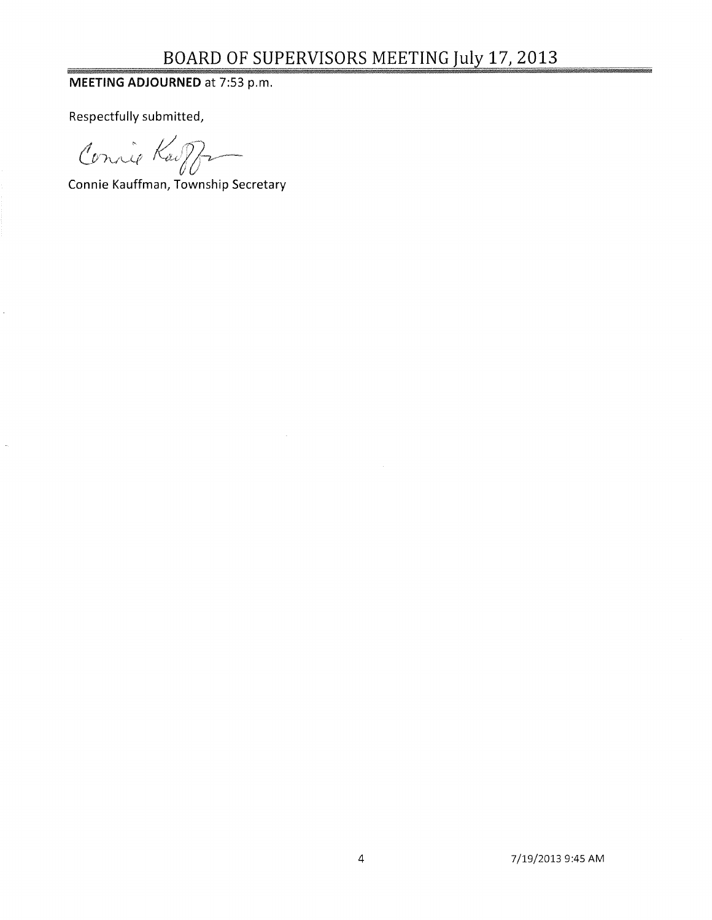**MEETING ADJOURNED** at 7:53 p.m.

Respectfully submitted,

Connie Kauffman

Connie Kauffman, Township Secretary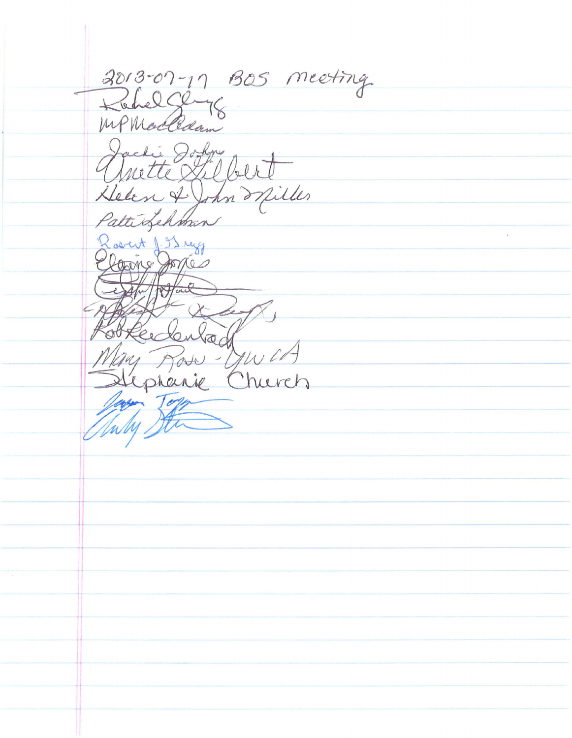2013-07-17 BOS meeting

Rachel Clurg
MPMacAdam
Jackie Johns
Anette Gilbert
Helen & John Miller
Patti Lehman
Robert J. Gregg
Elaine Jones
Rob Redenbach
Mary Ross - YWCA
Stephanie Church